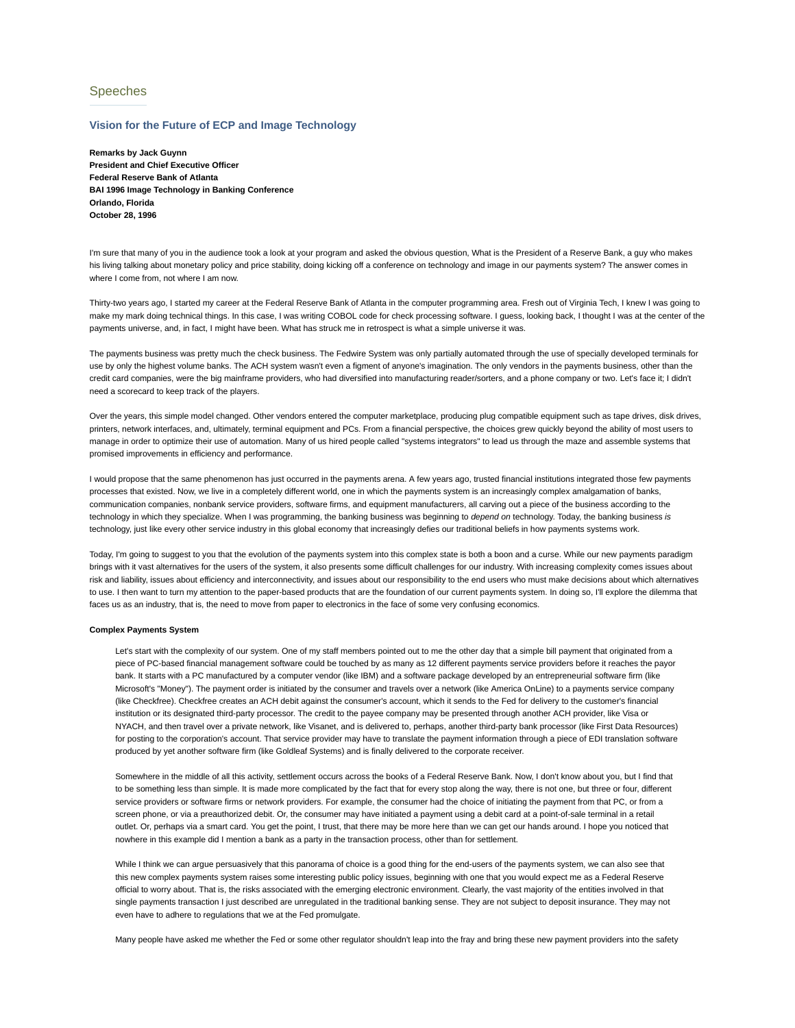## Speeches

### Vision for the Future of ECP and Image Technology

**Remarks by Jack Guynn**
**President and Chief Executive Officer**
**Federal Reserve Bank of Atlanta**
**BAI 1996 Image Technology in Banking Conference**
**Orlando, Florida**
**October 28, 1996**

I'm sure that many of you in the audience took a look at your program and asked the obvious question, What is the President of a Reserve Bank, a guy who makes his living talking about monetary policy and price stability, doing kicking off a conference on technology and image in our payments system? The answer comes in where I come from, not where I am now.

Thirty-two years ago, I started my career at the Federal Reserve Bank of Atlanta in the computer programming area. Fresh out of Virginia Tech, I knew I was going to make my mark doing technical things. In this case, I was writing COBOL code for check processing software. I guess, looking back, I thought I was at the center of the payments universe, and, in fact, I might have been. What has struck me in retrospect is what a simple universe it was.

The payments business was pretty much the check business. The Fedwire System was only partially automated through the use of specially developed terminals for use by only the highest volume banks. The ACH system wasn't even a figment of anyone's imagination. The only vendors in the payments business, other than the credit card companies, were the big mainframe providers, who had diversified into manufacturing reader/sorters, and a phone company or two. Let's face it; I didn't need a scorecard to keep track of the players.

Over the years, this simple model changed. Other vendors entered the computer marketplace, producing plug compatible equipment such as tape drives, disk drives, printers, network interfaces, and, ultimately, terminal equipment and PCs. From a financial perspective, the choices grew quickly beyond the ability of most users to manage in order to optimize their use of automation. Many of us hired people called "systems integrators" to lead us through the maze and assemble systems that promised improvements in efficiency and performance.

I would propose that the same phenomenon has just occurred in the payments arena. A few years ago, trusted financial institutions integrated those few payments processes that existed. Now, we live in a completely different world, one in which the payments system is an increasingly complex amalgamation of banks, communication companies, nonbank service providers, software firms, and equipment manufacturers, all carving out a piece of the business according to the technology in which they specialize. When I was programming, the banking business was beginning to *depend on* technology. Today, the banking business *is* technology, just like every other service industry in this global economy that increasingly defies our traditional beliefs in how payments systems work.

Today, I'm going to suggest to you that the evolution of the payments system into this complex state is both a boon and a curse. While our new payments paradigm brings with it vast alternatives for the users of the system, it also presents some difficult challenges for our industry. With increasing complexity comes issues about risk and liability, issues about efficiency and interconnectivity, and issues about our responsibility to the end users who must make decisions about which alternatives to use. I then want to turn my attention to the paper-based products that are the foundation of our current payments system. In doing so, I'll explore the dilemma that faces us as an industry, that is, the need to move from paper to electronics in the face of some very confusing economics.

**Complex Payments System**

Let's start with the complexity of our system. One of my staff members pointed out to me the other day that a simple bill payment that originated from a piece of PC-based financial management software could be touched by as many as 12 different payments service providers before it reaches the payor bank. It starts with a PC manufactured by a computer vendor (like IBM) and a software package developed by an entrepreneurial software firm (like Microsoft's "Money"). The payment order is initiated by the consumer and travels over a network (like America OnLine) to a payments service company (like Checkfree). Checkfree creates an ACH debit against the consumer's account, which it sends to the Fed for delivery to the customer's financial institution or its designated third-party processor. The credit to the payee company may be presented through another ACH provider, like Visa or NYACH, and then travel over a private network, like Visanet, and is delivered to, perhaps, another third-party bank processor (like First Data Resources) for posting to the corporation's account. That service provider may have to translate the payment information through a piece of EDI translation software produced by yet another software firm (like Goldleaf Systems) and is finally delivered to the corporate receiver.

Somewhere in the middle of all this activity, settlement occurs across the books of a Federal Reserve Bank. Now, I don't know about you, but I find that to be something less than simple. It is made more complicated by the fact that for every stop along the way, there is not one, but three or four, different service providers or software firms or network providers. For example, the consumer had the choice of initiating the payment from that PC, or from a screen phone, or via a preauthorized debit. Or, the consumer may have initiated a payment using a debit card at a point-of-sale terminal in a retail outlet. Or, perhaps via a smart card. You get the point, I trust, that there may be more here than we can get our hands around. I hope you noticed that nowhere in this example did I mention a bank as a party in the transaction process, other than for settlement.

While I think we can argue persuasively that this panorama of choice is a good thing for the end-users of the payments system, we can also see that this new complex payments system raises some interesting public policy issues, beginning with one that you would expect me as a Federal Reserve official to worry about. That is, the risks associated with the emerging electronic environment. Clearly, the vast majority of the entities involved in that single payments transaction I just described are unregulated in the traditional banking sense. They are not subject to deposit insurance. They may not even have to adhere to regulations that we at the Fed promulgate.

Many people have asked me whether the Fed or some other regulator shouldn't leap into the fray and bring these new payment providers into the safety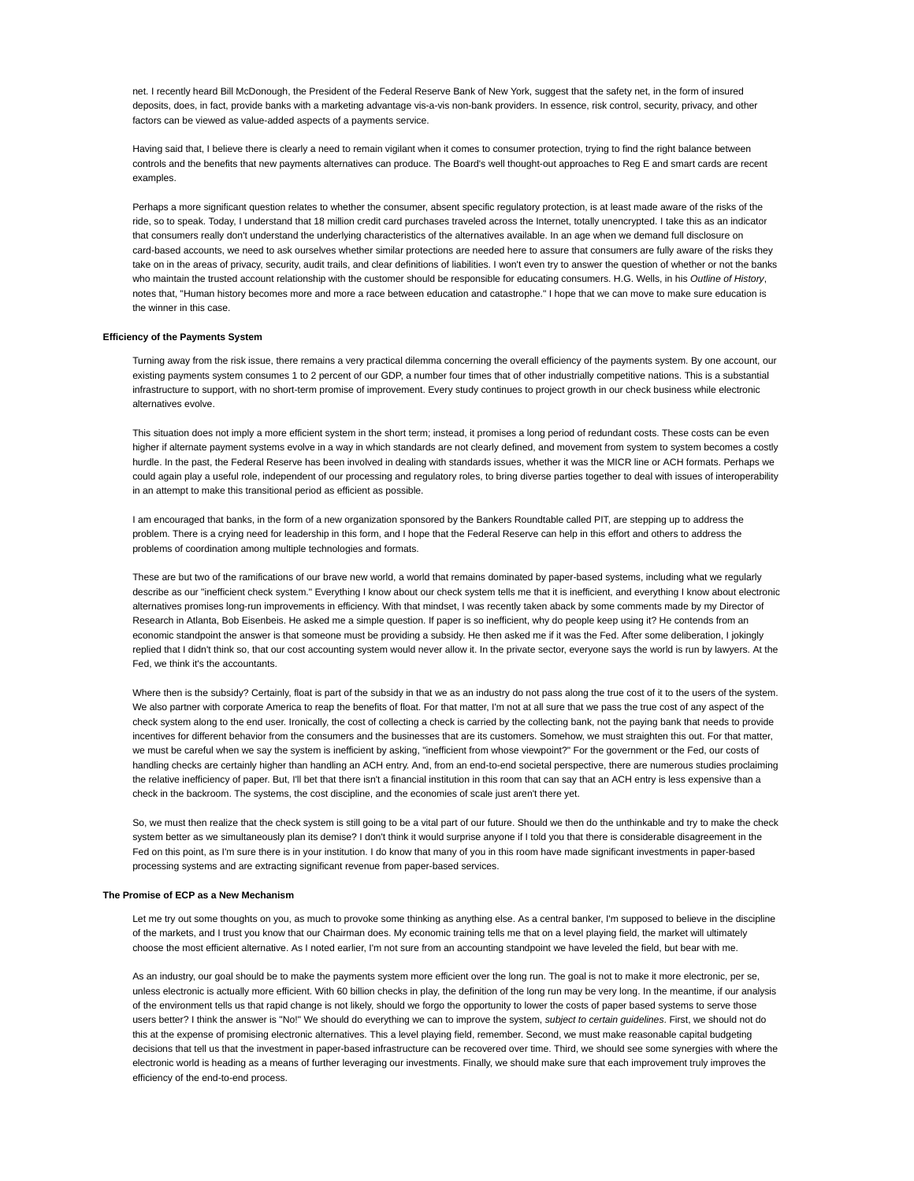net. I recently heard Bill McDonough, the President of the Federal Reserve Bank of New York, suggest that the safety net, in the form of insured deposits, does, in fact, provide banks with a marketing advantage vis-a-vis non-bank providers. In essence, risk control, security, privacy, and other factors can be viewed as value-added aspects of a payments service.

Having said that, I believe there is clearly a need to remain vigilant when it comes to consumer protection, trying to find the right balance between controls and the benefits that new payments alternatives can produce. The Board's well thought-out approaches to Reg E and smart cards are recent examples.

Perhaps a more significant question relates to whether the consumer, absent specific regulatory protection, is at least made aware of the risks of the ride, so to speak. Today, I understand that 18 million credit card purchases traveled across the Internet, totally unencrypted. I take this as an indicator that consumers really don't understand the underlying characteristics of the alternatives available. In an age when we demand full disclosure on card-based accounts, we need to ask ourselves whether similar protections are needed here to assure that consumers are fully aware of the risks they take on in the areas of privacy, security, audit trails, and clear definitions of liabilities. I won't even try to answer the question of whether or not the banks who maintain the trusted account relationship with the customer should be responsible for educating consumers. H.G. Wells, in his *Outline of History*, notes that, "Human history becomes more and more a race between education and catastrophe." I hope that we can move to make sure education is the winner in this case.

**Efficiency of the Payments System**

Turning away from the risk issue, there remains a very practical dilemma concerning the overall efficiency of the payments system. By one account, our existing payments system consumes 1 to 2 percent of our GDP, a number four times that of other industrially competitive nations. This is a substantial infrastructure to support, with no short-term promise of improvement. Every study continues to project growth in our check business while electronic alternatives evolve.

This situation does not imply a more efficient system in the short term; instead, it promises a long period of redundant costs. These costs can be even higher if alternate payment systems evolve in a way in which standards are not clearly defined, and movement from system to system becomes a costly hurdle. In the past, the Federal Reserve has been involved in dealing with standards issues, whether it was the MICR line or ACH formats. Perhaps we could again play a useful role, independent of our processing and regulatory roles, to bring diverse parties together to deal with issues of interoperability in an attempt to make this transitional period as efficient as possible.

I am encouraged that banks, in the form of a new organization sponsored by the Bankers Roundtable called PIT, are stepping up to address the problem. There is a crying need for leadership in this form, and I hope that the Federal Reserve can help in this effort and others to address the problems of coordination among multiple technologies and formats.

These are but two of the ramifications of our brave new world, a world that remains dominated by paper-based systems, including what we regularly describe as our "inefficient check system." Everything I know about our check system tells me that it is inefficient, and everything I know about electronic alternatives promises long-run improvements in efficiency. With that mindset, I was recently taken aback by some comments made by my Director of Research in Atlanta, Bob Eisenbeis. He asked me a simple question. If paper is so inefficient, why do people keep using it? He contends from an economic standpoint the answer is that someone must be providing a subsidy. He then asked me if it was the Fed. After some deliberation, I jokingly replied that I didn't think so, that our cost accounting system would never allow it. In the private sector, everyone says the world is run by lawyers. At the Fed, we think it's the accountants.

Where then is the subsidy? Certainly, float is part of the subsidy in that we as an industry do not pass along the true cost of it to the users of the system. We also partner with corporate America to reap the benefits of float. For that matter, I'm not at all sure that we pass the true cost of any aspect of the check system along to the end user. Ironically, the cost of collecting a check is carried by the collecting bank, not the paying bank that needs to provide incentives for different behavior from the consumers and the businesses that are its customers. Somehow, we must straighten this out. For that matter, we must be careful when we say the system is inefficient by asking, "inefficient from whose viewpoint?" For the government or the Fed, our costs of handling checks are certainly higher than handling an ACH entry. And, from an end-to-end societal perspective, there are numerous studies proclaiming the relative inefficiency of paper. But, I'll bet that there isn't a financial institution in this room that can say that an ACH entry is less expensive than a check in the backroom. The systems, the cost discipline, and the economies of scale just aren't there yet.

So, we must then realize that the check system is still going to be a vital part of our future. Should we then do the unthinkable and try to make the check system better as we simultaneously plan its demise? I don't think it would surprise anyone if I told you that there is considerable disagreement in the Fed on this point, as I'm sure there is in your institution. I do know that many of you in this room have made significant investments in paper-based processing systems and are extracting significant revenue from paper-based services.

**The Promise of ECP as a New Mechanism**

Let me try out some thoughts on you, as much to provoke some thinking as anything else. As a central banker, I'm supposed to believe in the discipline of the markets, and I trust you know that our Chairman does. My economic training tells me that on a level playing field, the market will ultimately choose the most efficient alternative. As I noted earlier, I'm not sure from an accounting standpoint we have leveled the field, but bear with me.

As an industry, our goal should be to make the payments system more efficient over the long run. The goal is not to make it more electronic, per se, unless electronic is actually more efficient. With 60 billion checks in play, the definition of the long run may be very long. In the meantime, if our analysis of the environment tells us that rapid change is not likely, should we forgo the opportunity to lower the costs of paper based systems to serve those users better? I think the answer is "No!" We should do everything we can to improve the system, *subject to certain guidelines*. First, we should not do this at the expense of promising electronic alternatives. This a level playing field, remember. Second, we must make reasonable capital budgeting decisions that tell us that the investment in paper-based infrastructure can be recovered over time. Third, we should see some synergies with where the electronic world is heading as a means of further leveraging our investments. Finally, we should make sure that each improvement truly improves the efficiency of the end-to-end process.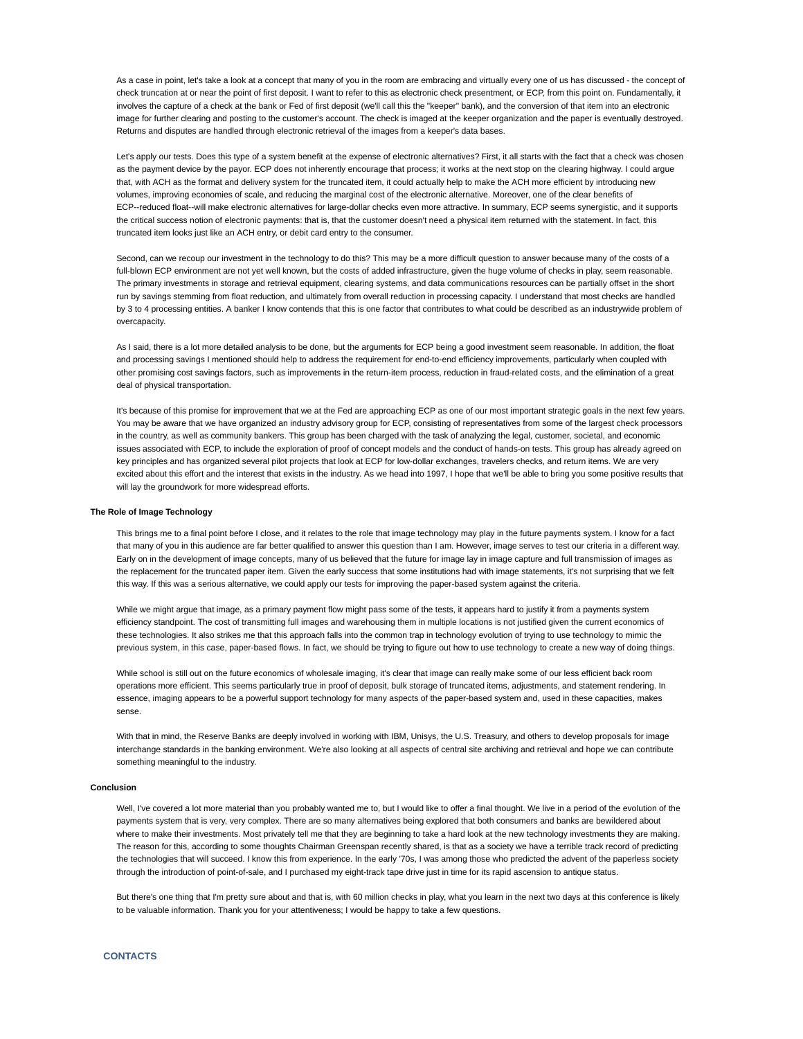As a case in point, let's take a look at a concept that many of you in the room are embracing and virtually every one of us has discussed - the concept of check truncation at or near the point of first deposit. I want to refer to this as electronic check presentment, or ECP, from this point on. Fundamentally, it involves the capture of a check at the bank or Fed of first deposit (we'll call this the "keeper" bank), and the conversion of that item into an electronic image for further clearing and posting to the customer's account. The check is imaged at the keeper organization and the paper is eventually destroyed. Returns and disputes are handled through electronic retrieval of the images from a keeper's data bases.

Let's apply our tests. Does this type of a system benefit at the expense of electronic alternatives? First, it all starts with the fact that a check was chosen as the payment device by the payor. ECP does not inherently encourage that process; it works at the next stop on the clearing highway. I could argue that, with ACH as the format and delivery system for the truncated item, it could actually help to make the ACH more efficient by introducing new volumes, improving economies of scale, and reducing the marginal cost of the electronic alternative. Moreover, one of the clear benefits of ECP--reduced float--will make electronic alternatives for large-dollar checks even more attractive. In summary, ECP seems synergistic, and it supports the critical success notion of electronic payments: that is, that the customer doesn't need a physical item returned with the statement. In fact, this truncated item looks just like an ACH entry, or debit card entry to the consumer.

Second, can we recoup our investment in the technology to do this? This may be a more difficult question to answer because many of the costs of a full-blown ECP environment are not yet well known, but the costs of added infrastructure, given the huge volume of checks in play, seem reasonable. The primary investments in storage and retrieval equipment, clearing systems, and data communications resources can be partially offset in the short run by savings stemming from float reduction, and ultimately from overall reduction in processing capacity. I understand that most checks are handled by 3 to 4 processing entities. A banker I know contends that this is one factor that contributes to what could be described as an industrywide problem of overcapacity.

As I said, there is a lot more detailed analysis to be done, but the arguments for ECP being a good investment seem reasonable. In addition, the float and processing savings I mentioned should help to address the requirement for end-to-end efficiency improvements, particularly when coupled with other promising cost savings factors, such as improvements in the return-item process, reduction in fraud-related costs, and the elimination of a great deal of physical transportation.

It's because of this promise for improvement that we at the Fed are approaching ECP as one of our most important strategic goals in the next few years. You may be aware that we have organized an industry advisory group for ECP, consisting of representatives from some of the largest check processors in the country, as well as community bankers. This group has been charged with the task of analyzing the legal, customer, societal, and economic issues associated with ECP, to include the exploration of proof of concept models and the conduct of hands-on tests. This group has already agreed on key principles and has organized several pilot projects that look at ECP for low-dollar exchanges, travelers checks, and return items. We are very excited about this effort and the interest that exists in the industry. As we head into 1997, I hope that we'll be able to bring you some positive results that will lay the groundwork for more widespread efforts.

**The Role of Image Technology**

This brings me to a final point before I close, and it relates to the role that image technology may play in the future payments system. I know for a fact that many of you in this audience are far better qualified to answer this question than I am. However, image serves to test our criteria in a different way. Early on in the development of image concepts, many of us believed that the future for image lay in image capture and full transmission of images as the replacement for the truncated paper item. Given the early success that some institutions had with image statements, it's not surprising that we felt this way. If this was a serious alternative, we could apply our tests for improving the paper-based system against the criteria.

While we might argue that image, as a primary payment flow might pass some of the tests, it appears hard to justify it from a payments system efficiency standpoint. The cost of transmitting full images and warehousing them in multiple locations is not justified given the current economics of these technologies. It also strikes me that this approach falls into the common trap in technology evolution of trying to use technology to mimic the previous system, in this case, paper-based flows. In fact, we should be trying to figure out how to use technology to create a new way of doing things.

While school is still out on the future economics of wholesale imaging, it's clear that image can really make some of our less efficient back room operations more efficient. This seems particularly true in proof of deposit, bulk storage of truncated items, adjustments, and statement rendering. In essence, imaging appears to be a powerful support technology for many aspects of the paper-based system and, used in these capacities, makes sense.

With that in mind, the Reserve Banks are deeply involved in working with IBM, Unisys, the U.S. Treasury, and others to develop proposals for image interchange standards in the banking environment. We're also looking at all aspects of central site archiving and retrieval and hope we can contribute something meaningful to the industry.

**Conclusion**

Well, I've covered a lot more material than you probably wanted me to, but I would like to offer a final thought. We live in a period of the evolution of the payments system that is very, very complex. There are so many alternatives being explored that both consumers and banks are bewildered about where to make their investments. Most privately tell me that they are beginning to take a hard look at the new technology investments they are making. The reason for this, according to some thoughts Chairman Greenspan recently shared, is that as a society we have a terrible track record of predicting the technologies that will succeed. I know this from experience. In the early '70s, I was among those who predicted the advent of the paperless society through the introduction of point-of-sale, and I purchased my eight-track tape drive just in time for its rapid ascension to antique status.

But there's one thing that I'm pretty sure about and that is, with 60 million checks in play, what you learn in the next two days at this conference is likely to be valuable information. Thank you for your attentiveness; I would be happy to take a few questions.

**CONTACTS**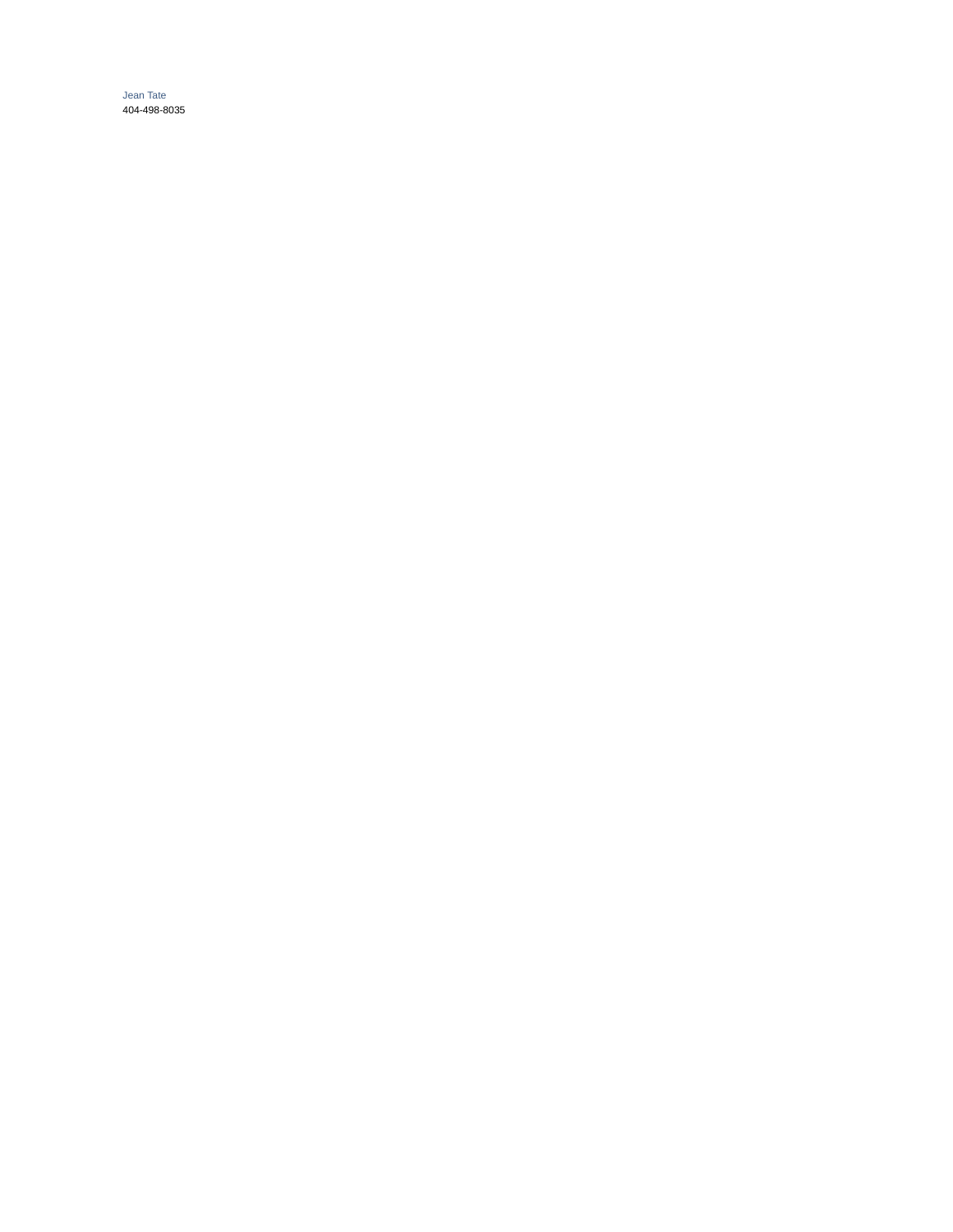Jean Tate
404-498-8035